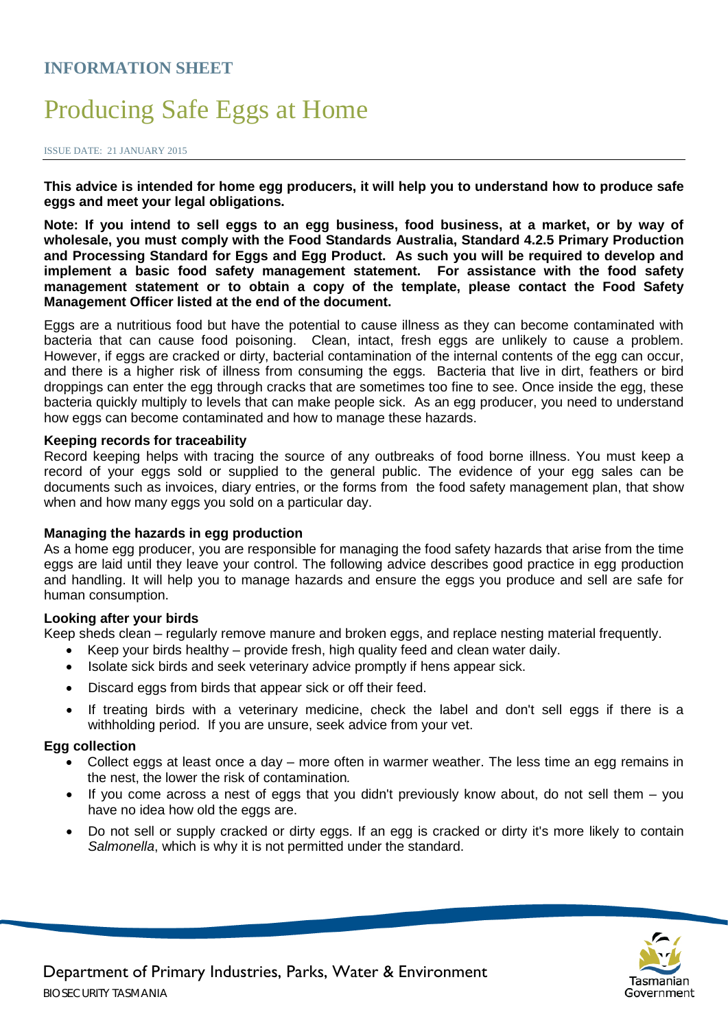**INFORMATION SHEET**

# Producing Safe Eggs at Home

ISSUE DATE: 21 JANUARY 2015

**This advice is intended for home egg producers, it will help you to understand how to produce safe eggs and meet your legal obligations.**

**Note: If you intend to sell eggs to an egg business, food business, at a market, or by way of wholesale, you must comply with the Food Standards Australia, Standard 4.2.5 Primary Production and Processing Standard for Eggs and Egg Product. As such you will be required to develop and implement a basic food safety management statement. For assistance with the food safety management statement or to obtain a copy of the template, please contact the Food Safety Management Officer listed at the end of the document.**

Eggs are a nutritious food but have the potential to cause illness as they can become contaminated with bacteria that can cause food poisoning. Clean, intact, fresh eggs are unlikely to cause a problem. However, if eggs are cracked or dirty, bacterial contamination of the internal contents of the egg can occur, and there is a higher risk of illness from consuming the eggs. Bacteria that live in dirt, feathers or bird droppings can enter the egg through cracks that are sometimes too fine to see. Once inside the egg, these bacteria quickly multiply to levels that can make people sick. As an egg producer, you need to understand how eggs can become contaminated and how to manage these hazards.

### Keeping records for traceability

Record keeping helps with tracing the source of any outbreaks of food borne illness. You must keep a record of your eggs sold or supplied to the general public. The evidence of your egg sales can be documents such as invoices, diary entries, or the forms from the food safety management plan, that show when and how many eggs you sold on a particular day.

### Managing the hazards in egg production

As a home egg producer, you are responsible for managing the food safety hazards that arise from the time eggs are laid until they leave your control. The following advice describes good practice in egg production and handling. It will help you to manage hazards and ensure the eggs you produce and sell are safe for human consumption.

### Looking after your birds

Keep sheds clean – regularly remove manure and broken eggs, and replace nesting material frequently.

- Keep your birds healthy – provide fresh, high quality feed and clean water daily.
- Isolate sick birds and seek veterinary advice promptly if hens appear sick.
- Discard eggs from birds that appear sick or off their feed.
- If treating birds with a veterinary medicine, check the label and don't sell eggs if there is a withholding period. If you are unsure, seek advice from your vet.

### Egg collection

- Collect eggs at least once a day – more often in warmer weather. The less time an egg remains in the nest, the lower the risk of contamination.
- If you come across a nest of eggs that you didn't previously know about, do not sell them – you have no idea how old the eggs are.
- Do not sell or supply cracked or dirty eggs. If an egg is cracked or dirty it's more likely to contain *Salmonella*, which is why it is not permitted under the standard.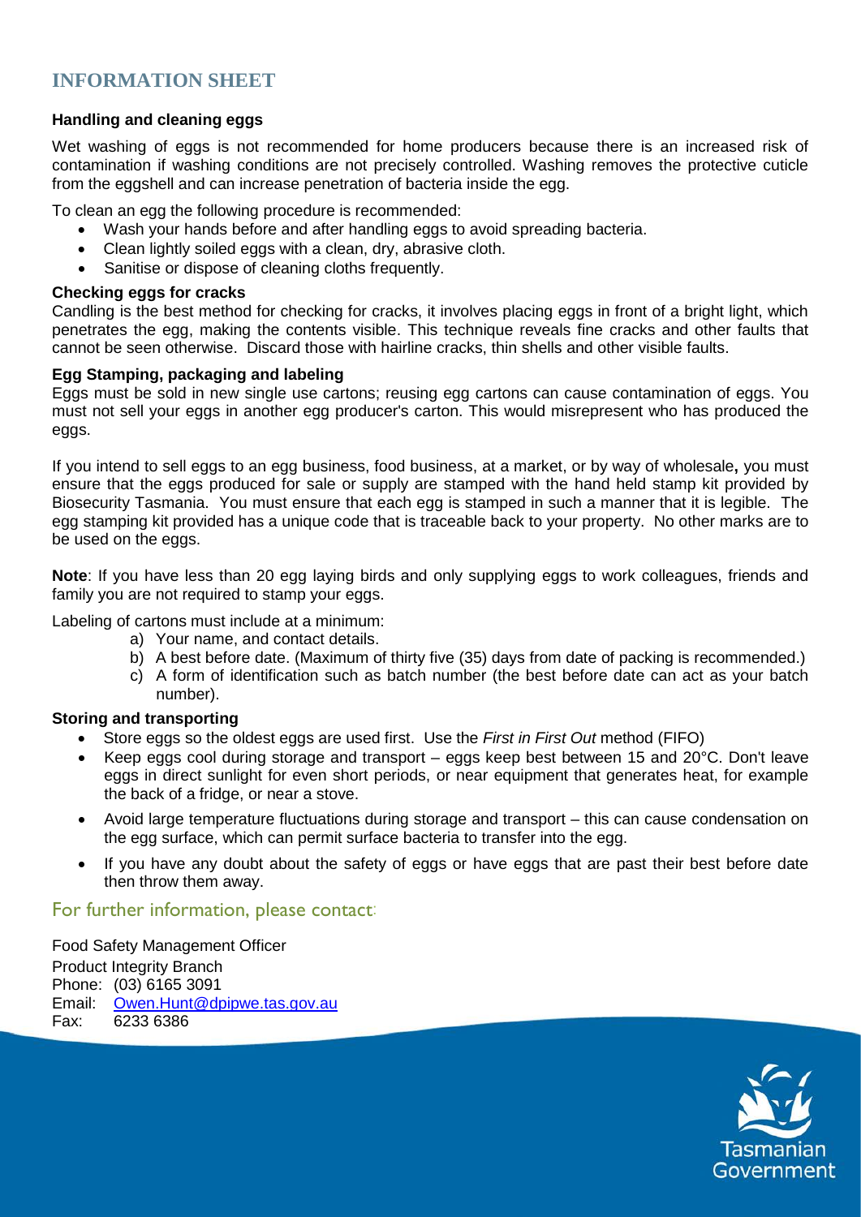## INFORMATION SHEET

### Handling and cleaning eggs

Wet washing of eggs is not recommended for home producers because there is an increased risk of contamination if washing conditions are not precisely controlled. Washing removes the protective cuticle from the eggshell and can increase penetration of bacteria inside the egg.

To clean an egg the following procedure is recommended:

- Wash your hands before and after handling eggs to avoid spreading bacteria.
- Clean lightly soiled eggs with a clean, dry, abrasive cloth.
- Sanitise or dispose of cleaning cloths frequently.

### Checking eggs for cracks

Candling is the best method for checking for cracks, it involves placing eggs in front of a bright light, which penetrates the egg, making the contents visible. This technique reveals fine cracks and other faults that cannot be seen otherwise. Discard those with hairline cracks, thin shells and other visible faults.

### Egg Stamping, packaging and labeling

Eggs must be sold in new single use cartons; reusing egg cartons can cause contamination of eggs. You must not sell your eggs in another egg producer's carton. This would misrepresent who has produced the eggs.

If you intend to sell eggs to an egg business, food business, at a market, or by way of wholesale**,** you must ensure that the eggs produced for sale or supply are stamped with the hand held stamp kit provided by Biosecurity Tasmania. You must ensure that each egg is stamped in such a manner that it is legible. The egg stamping kit provided has a unique code that is traceable back to your property. No other marks are to be used on the eggs.

**Note**: If you have less than 20 egg laying birds and only supplying eggs to work colleagues, friends and family you are not required to stamp your eggs.

Labeling of cartons must include at a minimum:

a) Your name, and contact details.
b) A best before date. (Maximum of thirty five (35) days from date of packing is recommended.)
c) A form of identification such as batch number (the best before date can act as your batch number).

### Storing and transporting

- Store eggs so the oldest eggs are used first. Use the *First in First Out* method (FIFO)
- Keep eggs cool during storage and transport – eggs keep best between 15 and 20°C. Don't leave eggs in direct sunlight for even short periods, or near equipment that generates heat, for example the back of a fridge, or near a stove.
- Avoid large temperature fluctuations during storage and transport – this can cause condensation on the egg surface, which can permit surface bacteria to transfer into the egg.
- If you have any doubt about the safety of eggs or have eggs that are past their best before date then throw them away.

## For further information, please contact:

Food Safety Management Officer
Product Integrity Branch
Phone: (03) 6165 3091
Email: Owen.Hunt@dpipwe.tas.gov.au
Fax: 6233 6386

Tasmanian Government